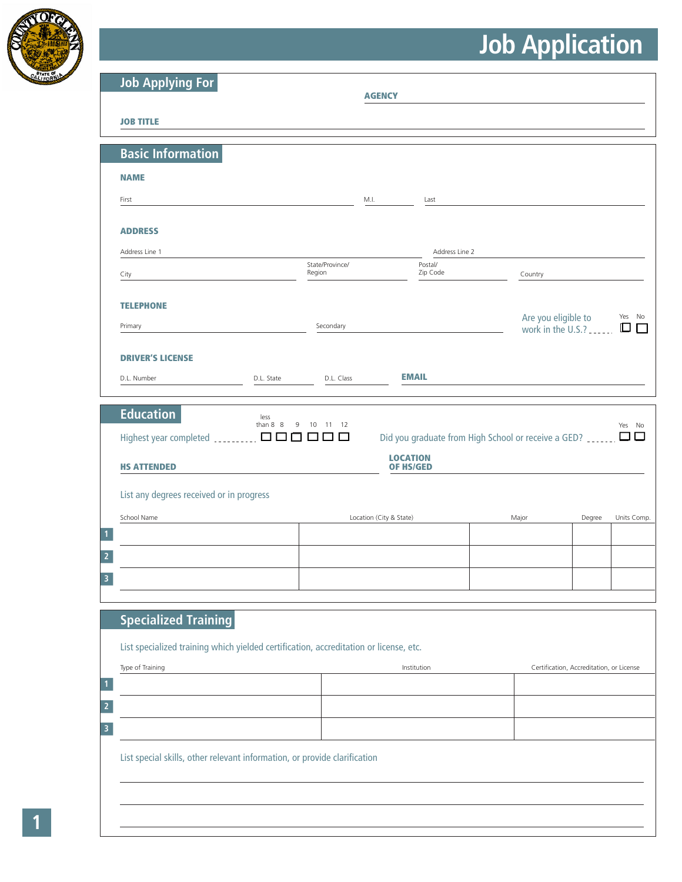# Job Application

## Job Applying For

**AGENCY** ______________________

**JOB TITLE** ______________________

## Basic Information

**NAME**

First ______________________ M.I. ______ Last ______________________

**ADDRESS**

Address Line 1 ______________________ Address Line 2 ______________________

City ______________________ State/Province/Region ______________ Postal/Zip Code ______________ Country ______________

**TELEPHONE**

Primary ______________________ Secondary ______________________

Are you eligible to work in the U.S.? Yes ☐ No ☐

**DRIVER'S LICENSE**

D.L. Number ______________ D.L. State ______________ D.L. Class ______________

**EMAIL** ______________________

## Education

Highest year completed: less than 8 ☐ 8 ☐ 9 ☐ 10 ☐ 11 ☐ 12 ☐

Did you graduate from High School or receive a GED? Yes ☐ No ☐

**HS ATTENDED** ______________________ **LOCATION OF HS/GED** ______________________

List any degrees received or in progress

| | School Name | Location (City & State) | Major | Degree | Units Comp. |
|---|---|---|---|---|---|
| 1 | | | | | |
| 2 | | | | | |
| 3 | | | | | |

## Specialized Training

List specialized training which yielded certification, accreditation or license, etc.

| | Type of Training | Institution | Certification, Accreditation, or License |
|---|---|---|---|
| 1 | | | |
| 2 | | | |
| 3 | | | |

List special skills, other relevant information, or provide clarification

______________________

______________________

______________________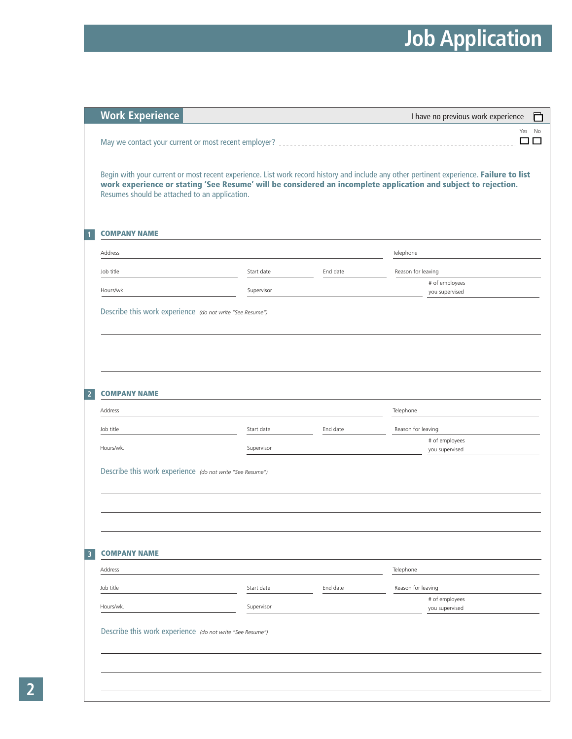# Job Application

## Work Experience

I have no previous work experience ☐

May we contact your current or most recent employer? Yes ☐ No ☐

Begin with your current or most recent experience. List work record history and include any other pertinent experience. **Failure to list work experience or stating 'See Resume' will be considered an incomplete application and subject to rejection.** Resumes should be attached to an application.

### 1 COMPANY NAME

Address ____________________ Telephone ____________________

Job title ____________________ Start date __________ End date __________ Reason for leaving ____________________

Hours/wk. __________ Supervisor ____________________ # of employees you supervised __________

Describe this work experience *(do not write "See Resume")*

______________________________________________________________________

______________________________________________________________________

______________________________________________________________________

### 2 COMPANY NAME

Address ____________________ Telephone ____________________

Job title ____________________ Start date __________ End date __________ Reason for leaving ____________________

Hours/wk. __________ Supervisor ____________________ # of employees you supervised __________

Describe this work experience *(do not write "See Resume")*

______________________________________________________________________

______________________________________________________________________

______________________________________________________________________

### 3 COMPANY NAME

Address ____________________ Telephone ____________________

Job title ____________________ Start date __________ End date __________ Reason for leaving ____________________

Hours/wk. __________ Supervisor ____________________ # of employees you supervised __________

Describe this work experience *(do not write "See Resume")*

______________________________________________________________________

______________________________________________________________________

______________________________________________________________________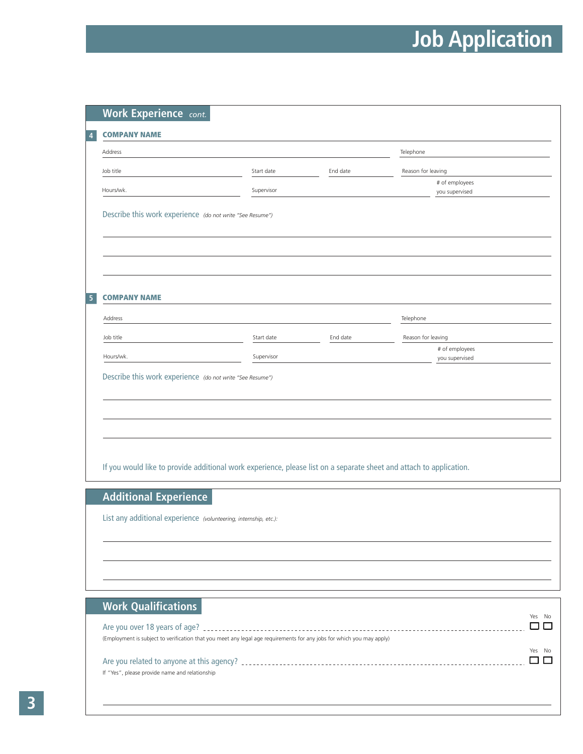# Job Application

## Work Experience *cont.*

**4** **COMPANY NAME**

Address

Telephone

Job title

Start date

End date

Reason for leaving

Hours/wk.

Supervisor

\# of employees you supervised

Describe this work experience *(do not write "See Resume")*

**5** **COMPANY NAME**

Address

Telephone

Job title

Start date

End date

Reason for leaving

Hours/wk.

Supervisor

\# of employees you supervised

Describe this work experience *(do not write "See Resume")*

If you would like to provide additional work experience, please list on a separate sheet and attach to application.

## Additional Experience

List any additional experience *(volunteering, internship, etc.):*

## Work Qualifications

Are you over 18 years of age? Yes ☐ No ☐

(Employment is subject to verification that you meet any legal age requirements for any jobs for which you may apply)

Are you related to anyone at this agency? Yes ☐ No ☐

If "Yes", please provide name and relationship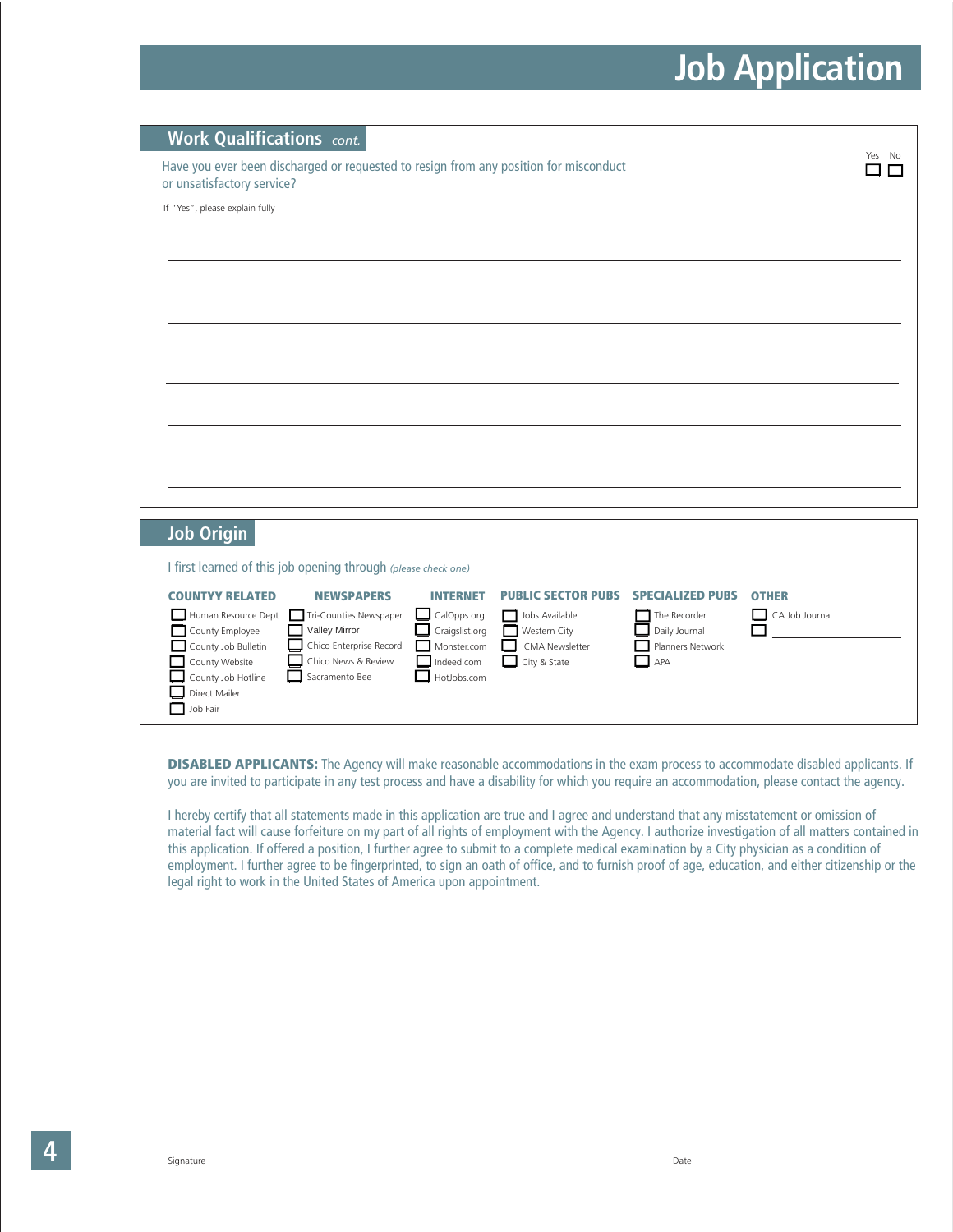# Job Application

## Work Qualifications *cont.*

Have you ever been discharged or requested to resign from any position for misconduct or unsatisfactory service? Yes ☐ No ☐

If "Yes", please explain fully

## Job Origin

I first learned of this job opening through *(please check one)*

| COUNTYY RELATED | NEWSPAPERS | INTERNET | PUBLIC SECTOR PUBS | SPECIALIZED PUBS | OTHER |
|---|---|---|---|---|---|
| ☐ Human Resource Dept. | ☐ Tri-Counties Newspaper | ☐ CalOpps.org | ☐ Jobs Available | ☐ The Recorder | ☐ CA Job Journal |
| ☐ County Employee | ☐ Valley Mirror | ☐ Craigslist.org | ☐ Western City | ☐ Daily Journal | ☐ ________ |
| ☐ County Job Bulletin | ☐ Chico Enterprise Record | ☐ Monster.com | ☐ ICMA Newsletter | ☐ Planners Network | |
| ☐ County Website | ☐ Chico News & Review | ☐ Indeed.com | ☐ City & State | ☐ APA | |
| ☐ County Job Hotline | ☐ Sacramento Bee | ☐ HotJobs.com | | | |
| ☐ Direct Mailer | | | | | |
| ☐ Job Fair | | | | | |

**DISABLED APPLICANTS:** The Agency will make reasonable accommodations in the exam process to accommodate disabled applicants. If you are invited to participate in any test process and have a disability for which you require an accommodation, please contact the agency.

I hereby certify that all statements made in this application are true and I agree and understand that any misstatement or omission of material fact will cause forfeiture on my part of all rights of employment with the Agency. I authorize investigation of all matters contained in this application. If offered a position, I further agree to submit to a complete medical examination by a City physician as a condition of employment. I further agree to be fingerprinted, to sign an oath of office, and to furnish proof of age, education, and either citizenship or the legal right to work in the United States of America upon appointment.

Signature ____________________ Date ____________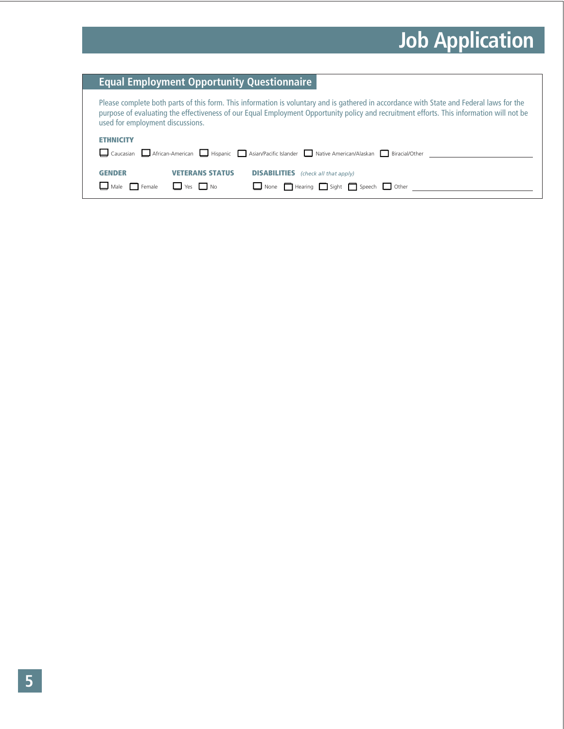# Job Application

## Equal Employment Opportunity Questionnaire

Please complete both parts of this form. This information is voluntary and is gathered in accordance with State and Federal laws for the purpose of evaluating the effectiveness of our Equal Employment Opportunity policy and recruitment efforts. This information will not be used for employment discussions.

**ETHNICITY**

☐ Caucasian ☐ African-American ☐ Hispanic ☐ Asian/Pacific Islander ☐ Native American/Alaskan ☐ Biracial/Other \_\_\_\_\_\_\_\_\_\_\_\_\_\_\_\_\_\_\_\_

**GENDER**

☐ Male ☐ Female

**VETERANS STATUS**

☐ Yes ☐ No

**DISABILITIES** *(check all that apply)*

☐ None ☐ Hearing ☐ Sight ☐ Speech ☐ Other \_\_\_\_\_\_\_\_\_\_\_\_\_\_\_\_\_\_\_\_